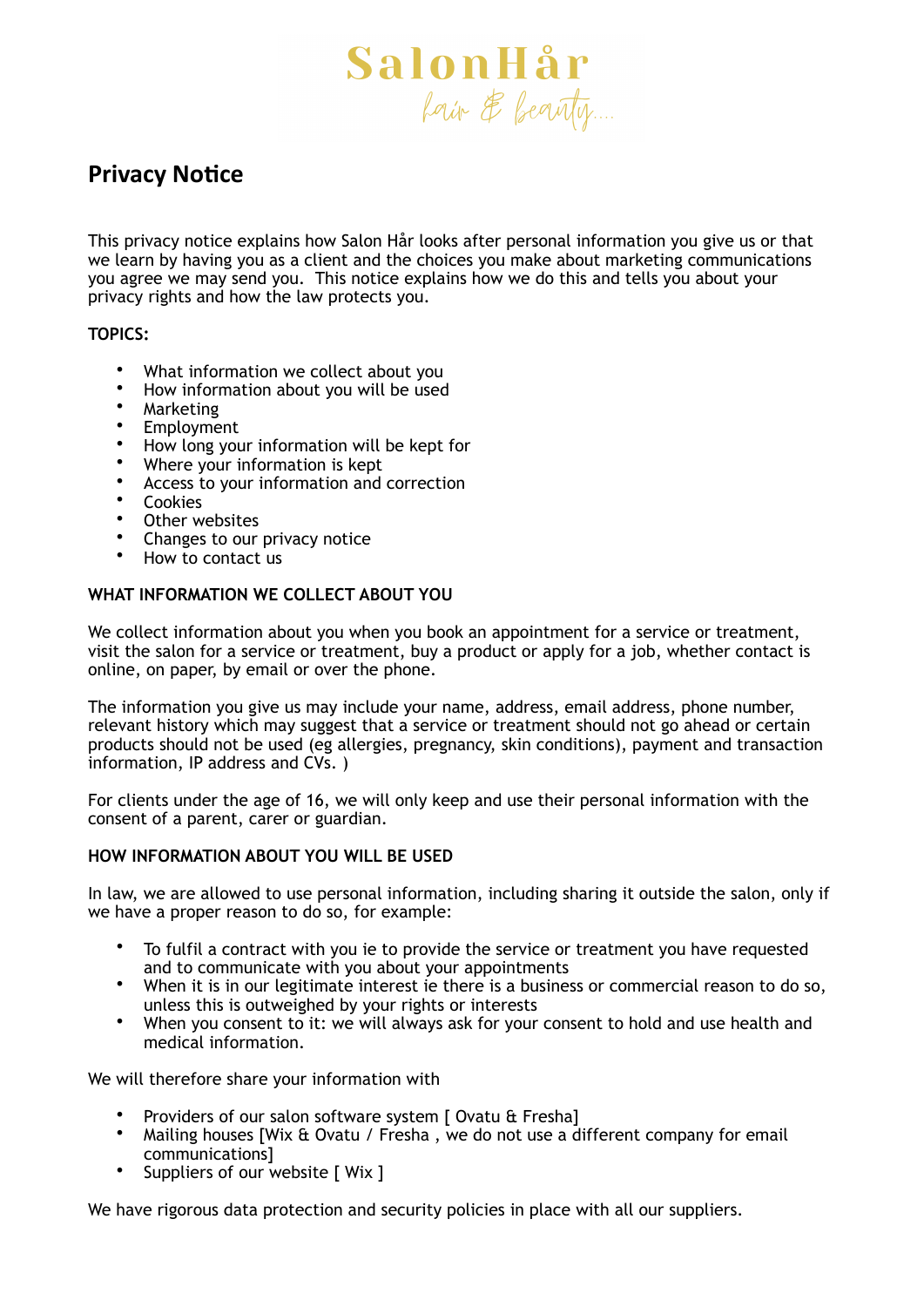SalonHår
hair & beauty....

# Privacy Notice

This privacy notice explains how Salon Hår looks after personal information you give us or that we learn by having you as a client and the choices you make about marketing communications you agree we may send you.  This notice explains how we do this and tells you about your privacy rights and how the law protects you.

**TOPICS:**

- What information we collect about you
- How information about you will be used
- Marketing
- Employment
- How long your information will be kept for
- Where your information is kept
- Access to your information and correction
- Cookies
- Other websites
- Changes to our privacy notice
- How to contact us

**WHAT INFORMATION WE COLLECT ABOUT YOU**

We collect information about you when you book an appointment for a service or treatment, visit the salon for a service or treatment, buy a product or apply for a job, whether contact is online, on paper, by email or over the phone.

The information you give us may include your name, address, email address, phone number, relevant history which may suggest that a service or treatment should not go ahead or certain products should not be used (eg allergies, pregnancy, skin conditions), payment and transaction information, IP address and CVs. )

For clients under the age of 16, we will only keep and use their personal information with the consent of a parent, carer or guardian.

**HOW INFORMATION ABOUT YOU WILL BE USED**

In law, we are allowed to use personal information, including sharing it outside the salon, only if we have a proper reason to do so, for example:

- To fulfil a contract with you ie to provide the service or treatment you have requested and to communicate with you about your appointments
- When it is in our legitimate interest ie there is a business or commercial reason to do so, unless this is outweighed by your rights or interests
- When you consent to it: we will always ask for your consent to hold and use health and medical information.

We will therefore share your information with

- Providers of our salon software system [ Ovatu & Fresha]
- Mailing houses [Wix & Ovatu / Fresha , we do not use a different company for email communications]
- Suppliers of our website [ Wix ]

We have rigorous data protection and security policies in place with all our suppliers.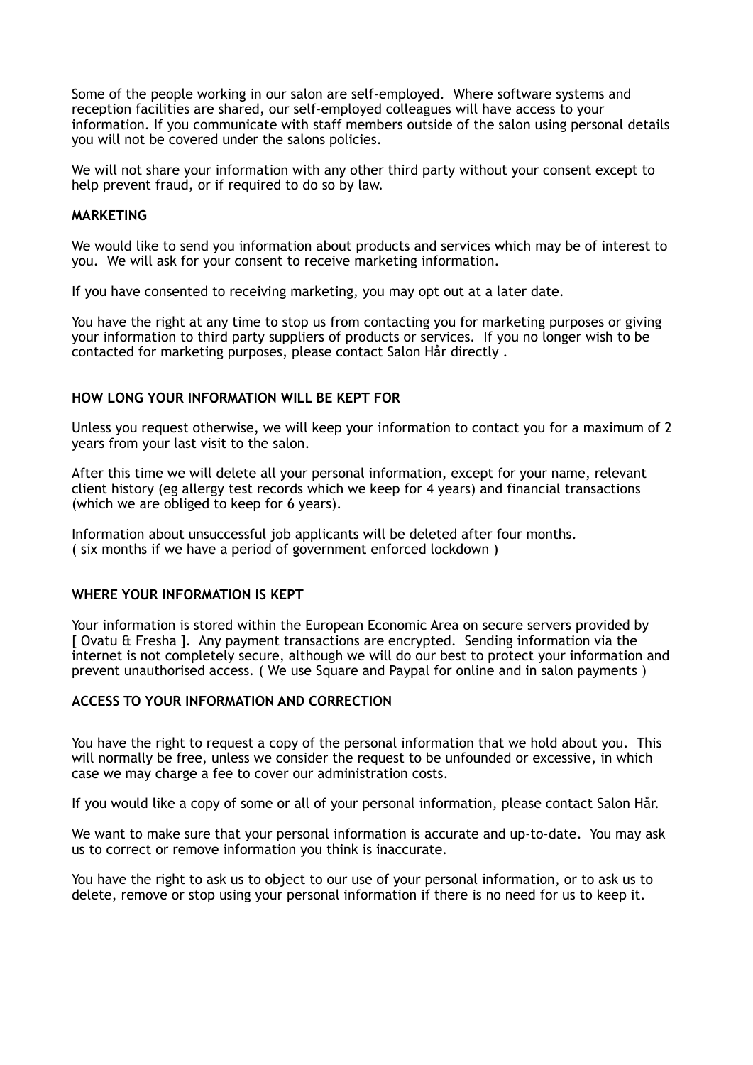Some of the people working in our salon are self-employed. Where software systems and reception facilities are shared, our self-employed colleagues will have access to your information. If you communicate with staff members outside of the salon using personal details you will not be covered under the salons policies.

We will not share your information with any other third party without your consent except to help prevent fraud, or if required to do so by law.

**MARKETING**

We would like to send you information about products and services which may be of interest to you. We will ask for your consent to receive marketing information.

If you have consented to receiving marketing, you may opt out at a later date.

You have the right at any time to stop us from contacting you for marketing purposes or giving your information to third party suppliers of products or services. If you no longer wish to be contacted for marketing purposes, please contact Salon Hår directly .

**HOW LONG YOUR INFORMATION WILL BE KEPT FOR**

Unless you request otherwise, we will keep your information to contact you for a maximum of 2 years from your last visit to the salon.

After this time we will delete all your personal information, except for your name, relevant client history (eg allergy test records which we keep for 4 years) and financial transactions (which we are obliged to keep for 6 years).

Information about unsuccessful job applicants will be deleted after four months.
( six months if we have a period of government enforced lockdown )

**WHERE YOUR INFORMATION IS KEPT**

Your information is stored within the European Economic Area on secure servers provided by [ Ovatu & Fresha ]. Any payment transactions are encrypted. Sending information via the internet is not completely secure, although we will do our best to protect your information and prevent unauthorised access. ( We use Square and Paypal for online and in salon payments )

**ACCESS TO YOUR INFORMATION AND CORRECTION**

You have the right to request a copy of the personal information that we hold about you. This will normally be free, unless we consider the request to be unfounded or excessive, in which case we may charge a fee to cover our administration costs.

If you would like a copy of some or all of your personal information, please contact Salon Hår.

We want to make sure that your personal information is accurate and up-to-date. You may ask us to correct or remove information you think is inaccurate.

You have the right to ask us to object to our use of your personal information, or to ask us to delete, remove or stop using your personal information if there is no need for us to keep it.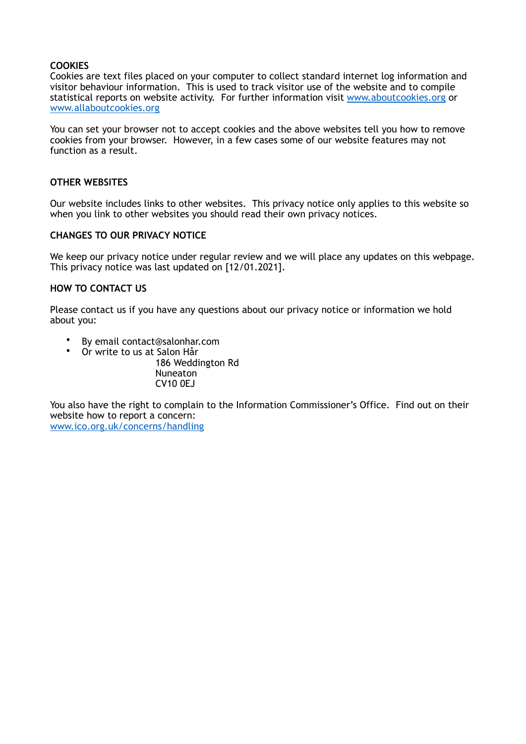## COOKIES

Cookies are text files placed on your computer to collect standard internet log information and visitor behaviour information. This is used to track visitor use of the website and to compile statistical reports on website activity. For further information visit www.aboutcookies.org or www.allaboutcookies.org

You can set your browser not to accept cookies and the above websites tell you how to remove cookies from your browser. However, in a few cases some of our website features may not function as a result.

## OTHER WEBSITES

Our website includes links to other websites. This privacy notice only applies to this website so when you link to other websites you should read their own privacy notices.

## CHANGES TO OUR PRIVACY NOTICE

We keep our privacy notice under regular review and we will place any updates on this webpage. This privacy notice was last updated on [12/01.2021].

## HOW TO CONTACT US

Please contact us if you have any questions about our privacy notice or information we hold about you:

- By email contact@salonhar.com
- Or write to us at Salon Hår
  186 Weddington Rd
  Nuneaton
  CV10 0EJ

You also have the right to complain to the Information Commissioner's Office. Find out on their website how to report a concern:
www.ico.org.uk/concerns/handling